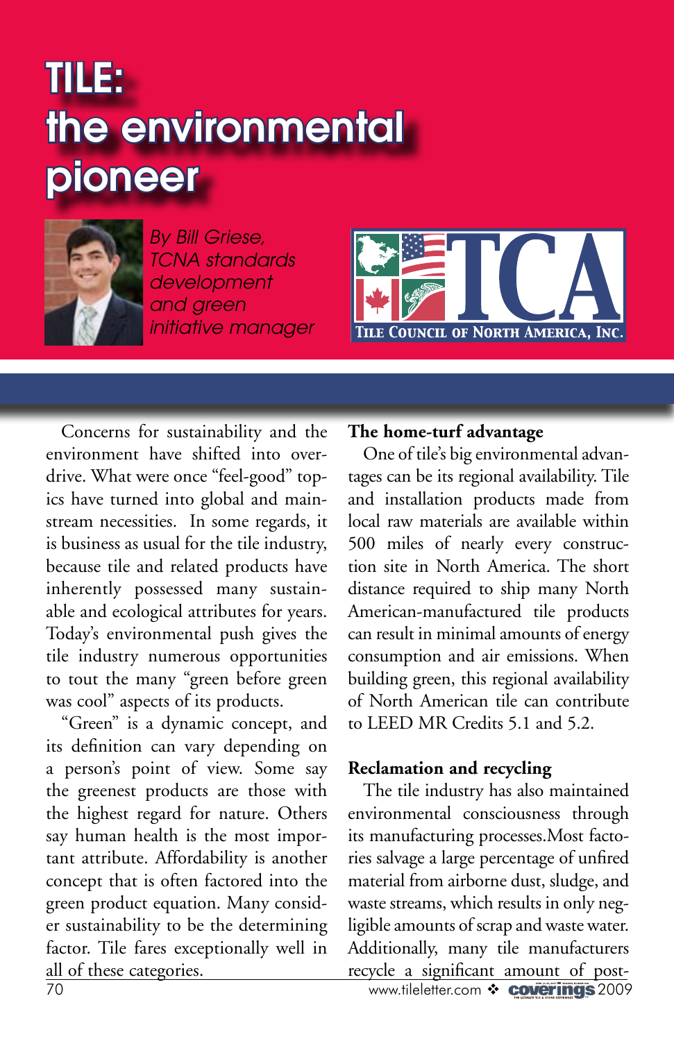# TILE: the environmental pioneer

*By Bill Griese, TCNA standards development and green initiative manager*

TCA
TILE COUNCIL OF NORTH AMERICA, INC.

Concerns for sustainability and the environment have shifted into overdrive. What were once "feel-good" topics have turned into global and mainstream necessities. In some regards, it is business as usual for the tile industry, because tile and related products have inherently possessed many sustainable and ecological attributes for years. Today's environmental push gives the tile industry numerous opportunities to tout the many "green before green was cool" aspects of its products.

"Green" is a dynamic concept, and its definition can vary depending on a person's point of view. Some say the greenest products are those with the highest regard for nature. Others say human health is the most important attribute. Affordability is another concept that is often factored into the green product equation. Many consider sustainability to be the determining factor. Tile fares exceptionally well in all of these categories.

**The home-turf advantage**

One of tile's big environmental advantages can be its regional availability. Tile and installation products made from local raw materials are available within 500 miles of nearly every construction site in North America. The short distance required to ship many North American-manufactured tile products can result in minimal amounts of energy consumption and air emissions. When building green, this regional availability of North American tile can contribute to LEED MR Credits 5.1 and 5.2.

**Reclamation and recycling**

The tile industry has also maintained environmental consciousness through its manufacturing processes.Most factories salvage a large percentage of unfired material from airborne dust, sludge, and waste streams, which results in only negligible amounts of scrap and waste water. Additionally, many tile manufacturers recycle a significant amount of post-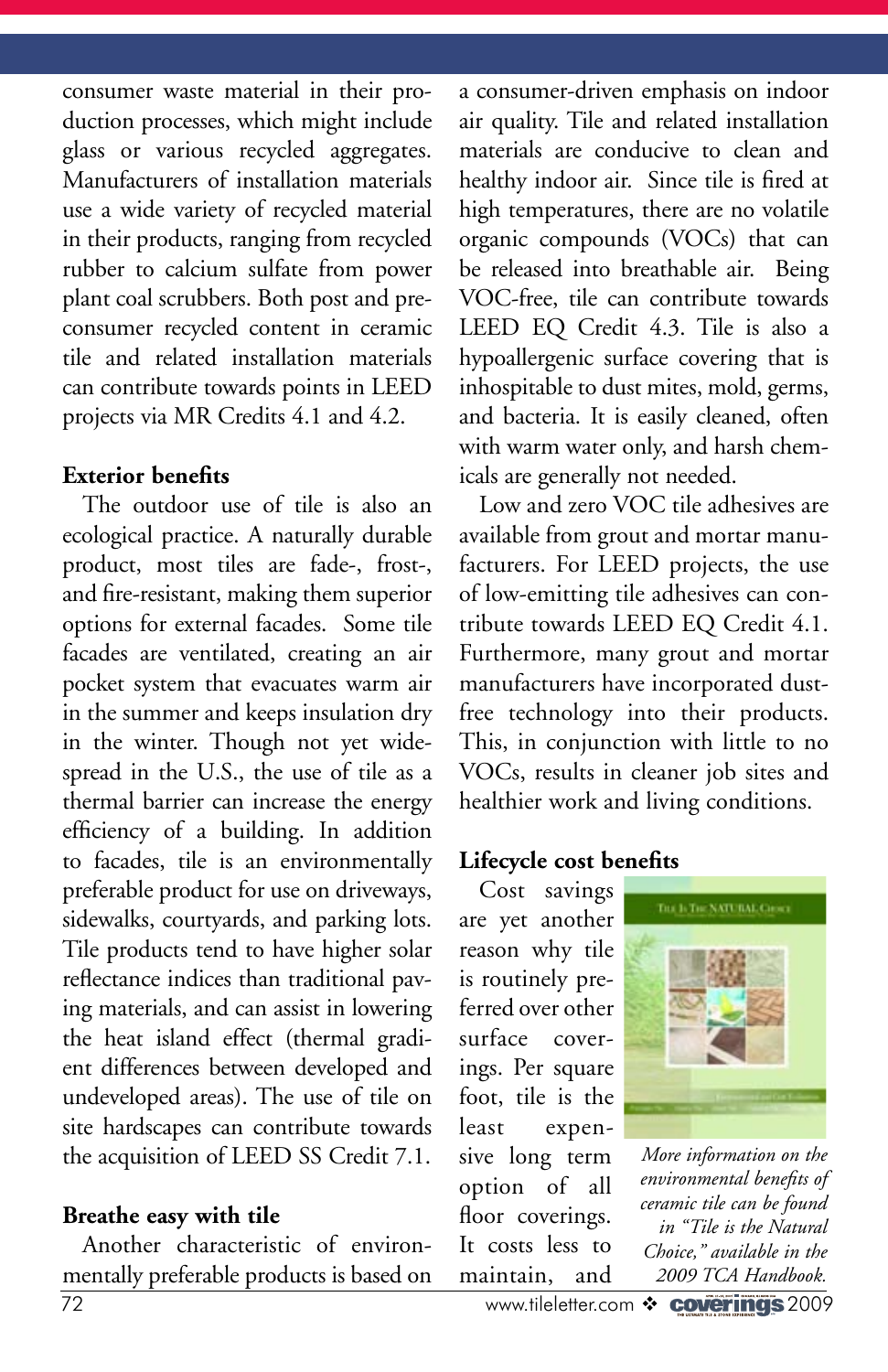consumer waste material in their production processes, which might include glass or various recycled aggregates. Manufacturers of installation materials use a wide variety of recycled material in their products, ranging from recycled rubber to calcium sulfate from power plant coal scrubbers. Both post and pre-consumer recycled content in ceramic tile and related installation materials can contribute towards points in LEED projects via MR Credits 4.1 and 4.2.

**Exterior benefits**

The outdoor use of tile is also an ecological practice. A naturally durable product, most tiles are fade-, frost-, and fire-resistant, making them superior options for external facades. Some tile facades are ventilated, creating an air pocket system that evacuates warm air in the summer and keeps insulation dry in the winter. Though not yet widespread in the U.S., the use of tile as a thermal barrier can increase the energy efficiency of a building. In addition to facades, tile is an environmentally preferable product for use on driveways, sidewalks, courtyards, and parking lots. Tile products tend to have higher solar reflectance indices than traditional paving materials, and can assist in lowering the heat island effect (thermal gradient differences between developed and undeveloped areas). The use of tile on site hardscapes can contribute towards the acquisition of LEED SS Credit 7.1.

**Breathe easy with tile**

Another characteristic of environmentally preferable products is based on a consumer-driven emphasis on indoor air quality. Tile and related installation materials are conducive to clean and healthy indoor air. Since tile is fired at high temperatures, there are no volatile organic compounds (VOCs) that can be released into breathable air. Being VOC-free, tile can contribute towards LEED EQ Credit 4.3. Tile is also a hypoallergenic surface covering that is inhospitable to dust mites, mold, germs, and bacteria. It is easily cleaned, often with warm water only, and harsh chemicals are generally not needed.

Low and zero VOC tile adhesives are available from grout and mortar manufacturers. For LEED projects, the use of low-emitting tile adhesives can contribute towards LEED EQ Credit 4.1. Furthermore, many grout and mortar manufacturers have incorporated dust-free technology into their products. This, in conjunction with little to no VOCs, results in cleaner job sites and healthier work and living conditions.

**Lifecycle cost benefits**

Cost savings are yet another reason why tile is routinely preferred over other surface coverings. Per square foot, tile is the least expensive long term option of all floor coverings. It costs less to maintain, and

*More information on the environmental benefits of ceramic tile can be found in "Tile is the Natural Choice," available in the 2009 TCA Handbook.*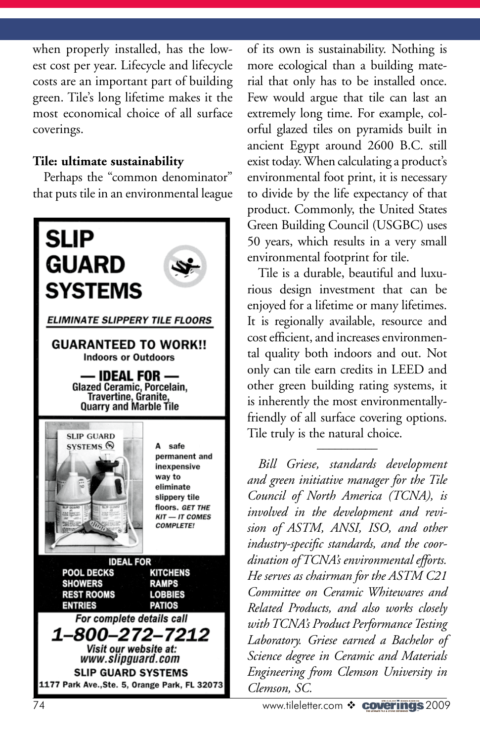when properly installed, has the lowest cost per year. Lifecycle and lifecycle costs are an important part of building green. Tile's long lifetime makes it the most economical choice of all surface coverings.

**Tile: ultimate sustainability**

Perhaps the "common denominator" that puts tile in an environmental league of its own is sustainability. Nothing is more ecological than a building material that only has to be installed once. Few would argue that tile can last an extremely long time. For example, colorful glazed tiles on pyramids built in ancient Egypt around 2600 B.C. still exist today. When calculating a product's environmental foot print, it is necessary to divide by the life expectancy of that product. Commonly, the United States Green Building Council (USGBC) uses 50 years, which results in a very small environmental footprint for tile.

Tile is a durable, beautiful and luxurious design investment that can be enjoyed for a lifetime or many lifetimes. It is regionally available, resource and cost efficient, and increases environmental quality both indoors and out. Not only can tile earn credits in LEED and other green building rating systems, it is inherently the most environmentally-friendly of all surface covering options. Tile truly is the natural choice.

---

*Bill Griese, standards development and green initiative manager for the Tile Council of North America (TCNA), is involved in the development and revision of ASTM, ANSI, ISO, and other industry-specific standards, and the coordination of TCNA's environmental efforts. He serves as chairman for the ASTM C21 Committee on Ceramic Whitewares and Related Products, and also works closely with TCNA's Product Performance Testing Laboratory. Griese earned a Bachelor of Science degree in Ceramic and Materials Engineering from Clemson University in Clemson, SC.*

---

**SLIP GUARD SYSTEMS**

*ELIMINATE SLIPPERY TILE FLOORS*

**GUARANTEED TO WORK!!**
Indoors or Outdoors

**— IDEAL FOR —**
Glazed Ceramic, Porcelain, Travertine, Granite, Quarry and Marble Tile

A safe permanent and inexpensive way to eliminate slippery tile floors. *GET THE KIT — IT COMES COMPLETE!*

**IDEAL FOR**

POOL DECKS
SHOWERS
REST ROOMS
ENTRIES
KITCHENS
RAMPS
LOBBIES
PATIOS

*For complete details call*
**1–800–272–7212**
Visit our website at: www.slipguard.com
**SLIP GUARD SYSTEMS**
1177 Park Ave., Ste. 5, Orange Park, FL 32073